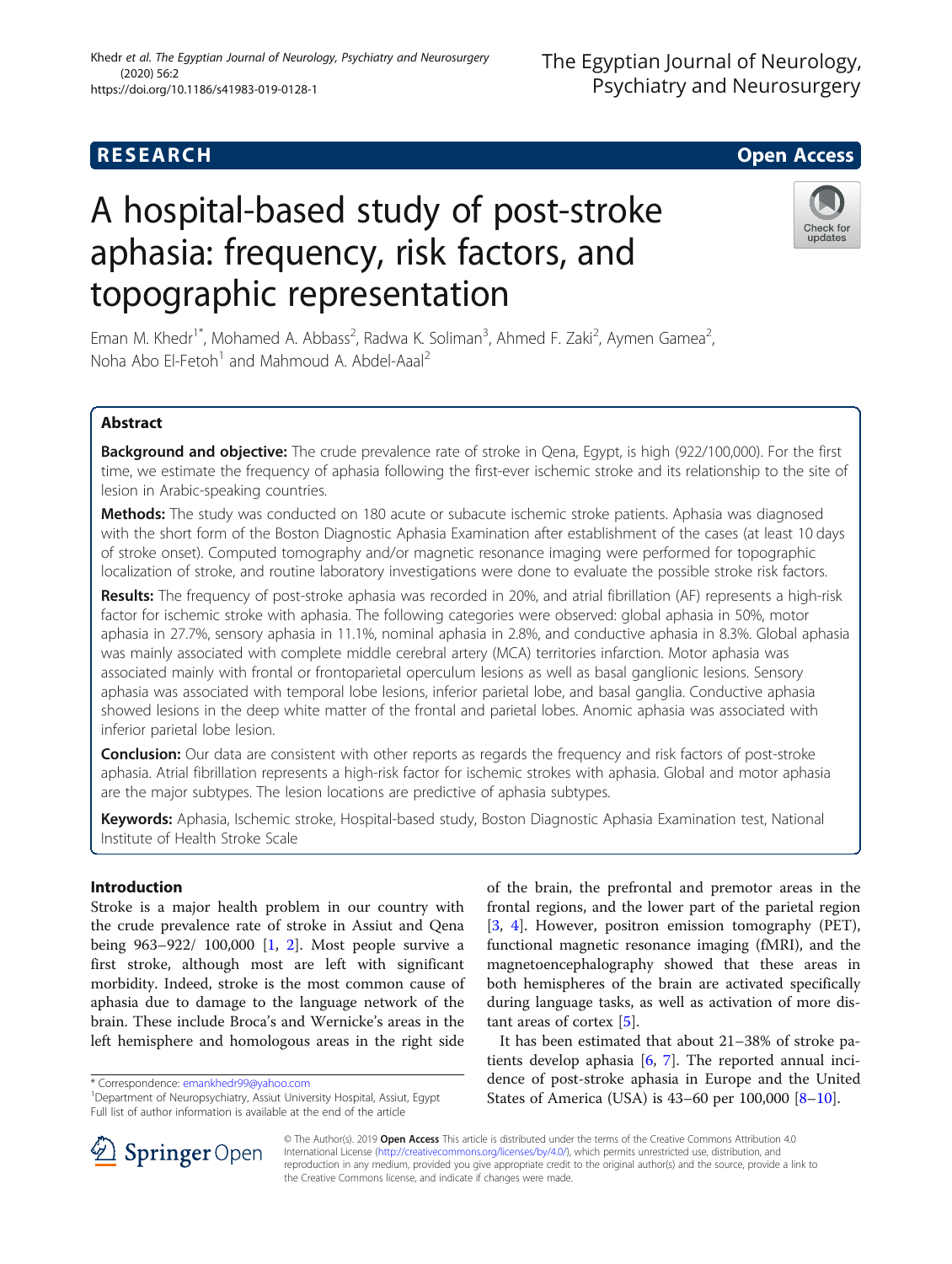RESEARCH

Open Access

# A hospital-based study of post-stroke aphasia: frequency, risk factors, and topographic representation

Eman M. Khedr[1*], Mohamed A. Abbass[2], Radwa K. Soliman[3], Ahmed F. Zaki[2], Aymen Gamea[2], Noha Abo El-Fetoh[1] and Mahmoud A. Abdel-Aal[2]

## Abstract

**Background and objective:** The crude prevalence rate of stroke in Qena, Egypt, is high (922/100,000). For the first time, we estimate the frequency of aphasia following the first-ever ischemic stroke and its relationship to the site of lesion in Arabic-speaking countries.

**Methods:** The study was conducted on 180 acute or subacute ischemic stroke patients. Aphasia was diagnosed with the short form of the Boston Diagnostic Aphasia Examination after establishment of the cases (at least 10 days of stroke onset). Computed tomography and/or magnetic resonance imaging were performed for topographic localization of stroke, and routine laboratory investigations were done to evaluate the possible stroke risk factors.

**Results:** The frequency of post-stroke aphasia was recorded in 20%, and atrial fibrillation (AF) represents a high-risk factor for ischemic stroke with aphasia. The following categories were observed: global aphasia in 50%, motor aphasia in 27.7%, sensory aphasia in 11.1%, nominal aphasia in 2.8%, and conductive aphasia in 8.3%. Global aphasia was mainly associated with complete middle cerebral artery (MCA) territories infarction. Motor aphasia was associated mainly with frontal or frontoparietal operculum lesions as well as basal ganglionic lesions. Sensory aphasia was associated with temporal lobe lesions, inferior parietal lobe, and basal ganglia. Conductive aphasia showed lesions in the deep white matter of the frontal and parietal lobes. Anomic aphasia was associated with inferior parietal lobe lesion.

**Conclusion:** Our data are consistent with other reports as regards the frequency and risk factors of post-stroke aphasia. Atrial fibrillation represents a high-risk factor for ischemic strokes with aphasia. Global and motor aphasia are the major subtypes. The lesion locations are predictive of aphasia subtypes.

**Keywords:** Aphasia, Ischemic stroke, Hospital-based study, Boston Diagnostic Aphasia Examination test, National Institute of Health Stroke Scale

## Introduction

Stroke is a major health problem in our country with the crude prevalence rate of stroke in Assiut and Qena being 963–922/ 100,000 [1, 2]. Most people survive a first stroke, although most are left with significant morbidity. Indeed, stroke is the most common cause of aphasia due to damage to the language network of the brain. These include Broca's and Wernicke's areas in the left hemisphere and homologous areas in the right side of the brain, the prefrontal and premotor areas in the frontal regions, and the lower part of the parietal region [3, 4]. However, positron emission tomography (PET), functional magnetic resonance imaging (fMRI), and the magnetoencephalography showed that these areas in both hemispheres of the brain are activated specifically during language tasks, as well as activation of more distant areas of cortex [5].

It has been estimated that about 21–38% of stroke patients develop aphasia [6, 7]. The reported annual incidence of post-stroke aphasia in Europe and the United States of America (USA) is 43–60 per 100,000 [8–10].

\* Correspondence: emankhedr99@yahoo.com

[1]Department of Neuropsychiatry, Assiut University Hospital, Assiut, Egypt

Full list of author information is available at the end of the article

© The Author(s). 2019 **Open Access** This article is distributed under the terms of the Creative Commons Attribution 4.0 International License (http://creativecommons.org/licenses/by/4.0/), which permits unrestricted use, distribution, and reproduction in any medium, provided you give appropriate credit to the original author(s) and the source, provide a link to the Creative Commons license, and indicate if changes were made.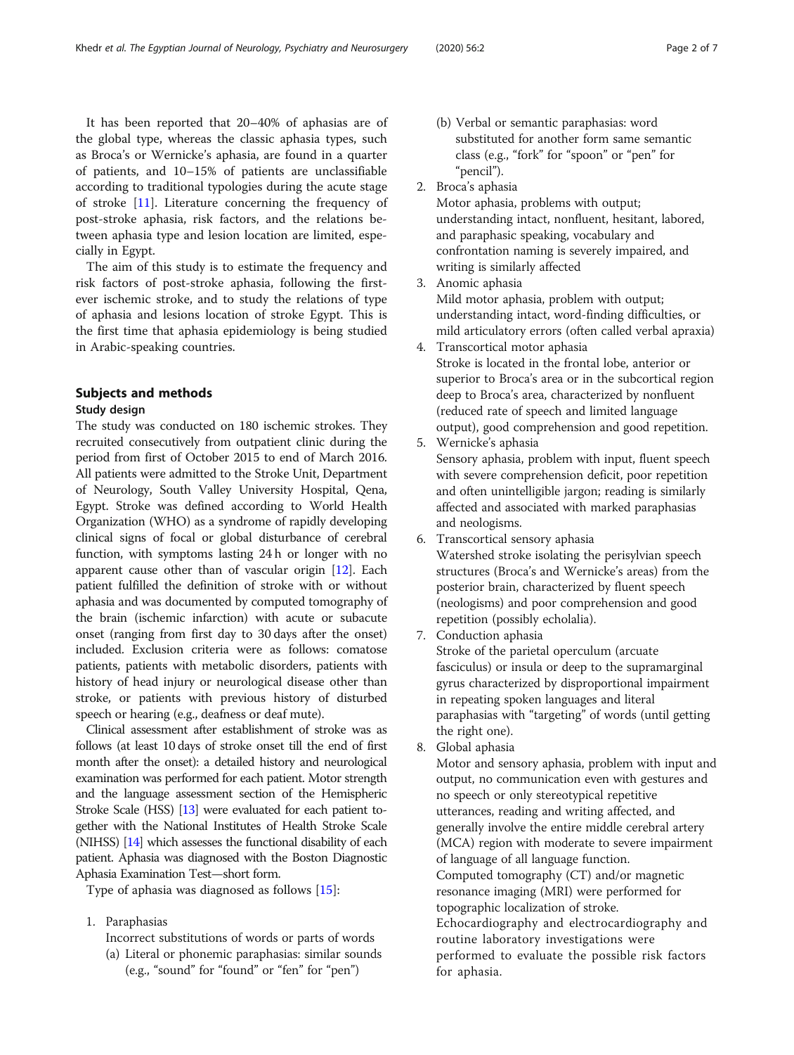It has been reported that 20–40% of aphasias are of the global type, whereas the classic aphasia types, such as Broca's or Wernicke's aphasia, are found in a quarter of patients, and 10–15% of patients are unclassifiable according to traditional typologies during the acute stage of stroke [11]. Literature concerning the frequency of post-stroke aphasia, risk factors, and the relations between aphasia type and lesion location are limited, especially in Egypt.

The aim of this study is to estimate the frequency and risk factors of post-stroke aphasia, following the first-ever ischemic stroke, and to study the relations of type of aphasia and lesions location of stroke Egypt. This is the first time that aphasia epidemiology is being studied in Arabic-speaking countries.

## Subjects and methods

### Study design

The study was conducted on 180 ischemic strokes. They recruited consecutively from outpatient clinic during the period from first of October 2015 to end of March 2016. All patients were admitted to the Stroke Unit, Department of Neurology, South Valley University Hospital, Qena, Egypt. Stroke was defined according to World Health Organization (WHO) as a syndrome of rapidly developing clinical signs of focal or global disturbance of cerebral function, with symptoms lasting 24 h or longer with no apparent cause other than of vascular origin [12]. Each patient fulfilled the definition of stroke with or without aphasia and was documented by computed tomography of the brain (ischemic infarction) with acute or subacute onset (ranging from first day to 30 days after the onset) included. Exclusion criteria were as follows: comatose patients, patients with metabolic disorders, patients with history of head injury or neurological disease other than stroke, or patients with previous history of disturbed speech or hearing (e.g., deafness or deaf mute).

Clinical assessment after establishment of stroke was as follows (at least 10 days of stroke onset till the end of first month after the onset): a detailed history and neurological examination was performed for each patient. Motor strength and the language assessment section of the Hemispheric Stroke Scale (HSS) [13] were evaluated for each patient together with the National Institutes of Health Stroke Scale (NIHSS) [14] which assesses the functional disability of each patient. Aphasia was diagnosed with the Boston Diagnostic Aphasia Examination Test—short form.

Type of aphasia was diagnosed as follows [15]:

1. Paraphasias
   Incorrect substitutions of words or parts of words
   (a) Literal or phonemic paraphasias: similar sounds (e.g., "sound" for "found" or "fen" for "pen")
   (b) Verbal or semantic paraphasias: word substituted for another form same semantic class (e.g., "fork" for "spoon" or "pen" for "pencil").
2. Broca's aphasia
   Motor aphasia, problems with output; understanding intact, nonfluent, hesitant, labored, and paraphasic speaking, vocabulary and confrontation naming is severely impaired, and writing is similarly affected
3. Anomic aphasia
   Mild motor aphasia, problem with output; understanding intact, word-finding difficulties, or mild articulatory errors (often called verbal apraxia)
4. Transcortical motor aphasia
   Stroke is located in the frontal lobe, anterior or superior to Broca's area or in the subcortical region deep to Broca's area, characterized by nonfluent (reduced rate of speech and limited language output), good comprehension and good repetition.
5. Wernicke's aphasia
   Sensory aphasia, problem with input, fluent speech with severe comprehension deficit, poor repetition and often unintelligible jargon; reading is similarly affected and associated with marked paraphasias and neologisms.
6. Transcortical sensory aphasia
   Watershed stroke isolating the perisylvian speech structures (Broca's and Wernicke's areas) from the posterior brain, characterized by fluent speech (neologisms) and poor comprehension and good repetition (possibly echolalia).
7. Conduction aphasia
   Stroke of the parietal operculum (arcuate fasciculus) or insula or deep to the supramarginal gyrus characterized by disproportional impairment in repeating spoken languages and literal paraphasias with "targeting" of words (until getting the right one).
8. Global aphasia
   Motor and sensory aphasia, problem with input and output, no communication even with gestures and no speech or only stereotypical repetitive utterances, reading and writing affected, and generally involve the entire middle cerebral artery (MCA) region with moderate to severe impairment of language of all language function.
   Computed tomography (CT) and/or magnetic resonance imaging (MRI) were performed for topographic localization of stroke.
   Echocardiography and electrocardiography and routine laboratory investigations were performed to evaluate the possible risk factors for aphasia.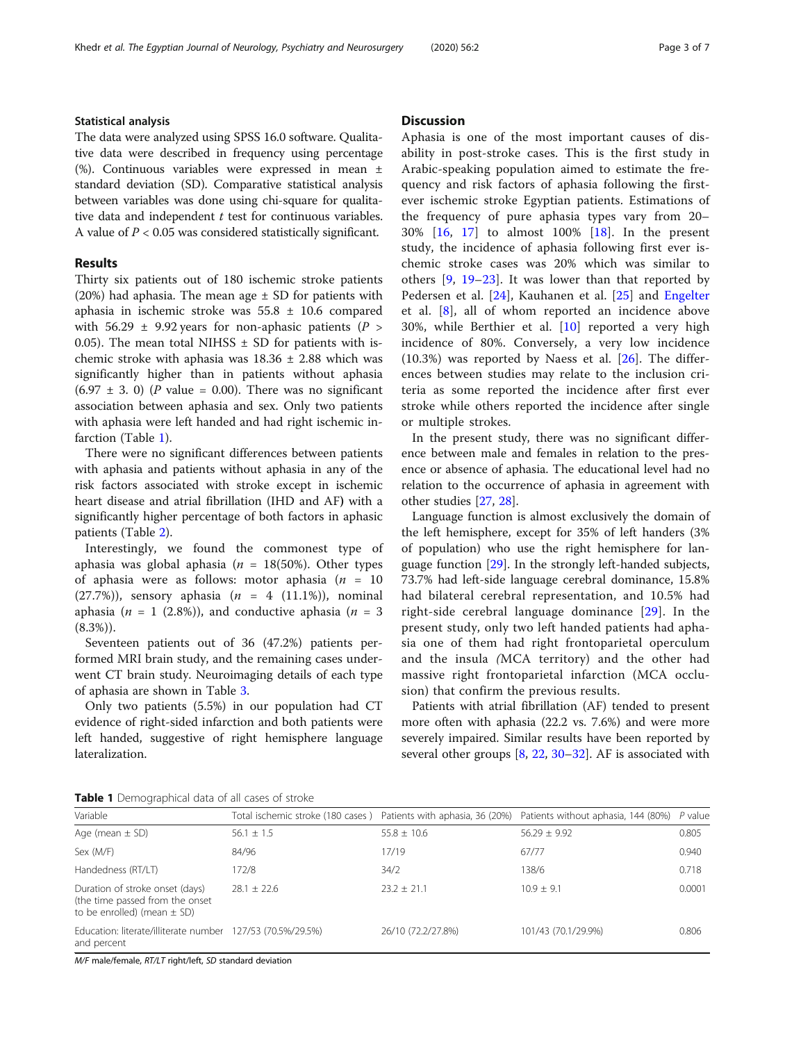## Statistical analysis

The data were analyzed using SPSS 16.0 software. Qualitative data were described in frequency using percentage (%). Continuous variables were expressed in mean ± standard deviation (SD). Comparative statistical analysis between variables was done using chi-square for qualitative data and independent *t* test for continuous variables. A value of $P < 0.05$ was considered statistically significant.

## Results

Thirty six patients out of 180 ischemic stroke patients (20%) had aphasia. The mean age ± SD for patients with aphasia in ischemic stroke was 55.8 ± 10.6 compared with 56.29 ± 9.92 years for non-aphasic patients ($P > 0.05$). The mean total NIHSS ± SD for patients with ischemic stroke with aphasia was 18.36 ± 2.88 which was significantly higher than in patients without aphasia (6.97 ± 3. 0) (*P* value = 0.00). There was no significant association between aphasia and sex. Only two patients with aphasia were left handed and had right ischemic infarction (Table 1).

There were no significant differences between patients with aphasia and patients without aphasia in any of the risk factors associated with stroke except in ischemic heart disease and atrial fibrillation (IHD and AF) with a significantly higher percentage of both factors in aphasic patients (Table 2).

Interestingly, we found the commonest type of aphasia was global aphasia ($n$ = 18(50%). Other types of aphasia were as follows: motor aphasia ($n$ = 10 (27.7%)), sensory aphasia ($n$ = 4 (11.1%)), nominal aphasia ($n$ = 1 (2.8%)), and conductive aphasia ($n$ = 3 (8.3%)).

Seventeen patients out of 36 (47.2%) patients performed MRI brain study, and the remaining cases underwent CT brain study. Neuroimaging details of each type of aphasia are shown in Table 3.

Only two patients (5.5%) in our population had CT evidence of right-sided infarction and both patients were left handed, suggestive of right hemisphere language lateralization.

## Discussion

Aphasia is one of the most important causes of disability in post-stroke cases. This is the first study in Arabic-speaking population aimed to estimate the frequency and risk factors of aphasia following the first-ever ischemic stroke Egyptian patients. Estimations of the frequency of pure aphasia types vary from 20–30% [16, 17] to almost 100% [18]. In the present study, the incidence of aphasia following first ever ischemic stroke cases was 20% which was similar to others [9, 19–23]. It was lower than that reported by Pedersen et al. [24], Kauhanen et al. [25] and Engelter et al. [8], all of whom reported an incidence above 30%, while Berthier et al. [10] reported a very high incidence of 80%. Conversely, a very low incidence (10.3%) was reported by Naess et al. [26]. The differences between studies may relate to the inclusion criteria as some reported the incidence after first ever stroke while others reported the incidence after single or multiple strokes.

In the present study, there was no significant difference between male and females in relation to the presence or absence of aphasia. The educational level had no relation to the occurrence of aphasia in agreement with other studies [27, 28].

Language function is almost exclusively the domain of the left hemisphere, except for 35% of left handers (3% of population) who use the right hemisphere for language function [29]. In the strongly left-handed subjects, 73.7% had left-side language cerebral dominance, 15.8% had bilateral cerebral representation, and 10.5% had right-side cerebral language dominance [29]. In the present study, only two left handed patients had aphasia one of them had right frontoparietal operculum and the insula *(*MCA territory) and the other had massive right frontoparietal infarction (MCA occlusion) that confirm the previous results.

Patients with atrial fibrillation (AF) tended to present more often with aphasia (22.2 vs. 7.6%) and were more severely impaired. Similar results have been reported by several other groups [8, 22, 30–32]. AF is associated with

**Table 1** Demographical data of all cases of stroke

| Variable | Total ischemic stroke (180 cases ) | Patients with aphasia, 36 (20%) | Patients without aphasia, 144 (80%) | P value |
|---|---|---|---|---|
| Age (mean ± SD) | 56.1 ± 1.5 | 55.8 ± 10.6 | 56.29 ± 9.92 | 0.805 |
| Sex (M/F) | 84/96 | 17/19 | 67/77 | 0.940 |
| Handedness (RT/LT) | 172/8 | 34/2 | 138/6 | 0.718 |
| Duration of stroke onset (days) (the time passed from the onset to be enrolled) (mean ± SD) | 28.1 ± 22.6 | 23.2 ± 21.1 | 10.9 ± 9.1 | 0.0001 |
| Education: literate/illiterate number and percent | 127/53 (70.5%/29.5%) | 26/10 (72.2/27.8%) | 101/43 (70.1/29.9%) | 0.806 |

*M/F* male/female, *RT/LT* right/left, *SD* standard deviation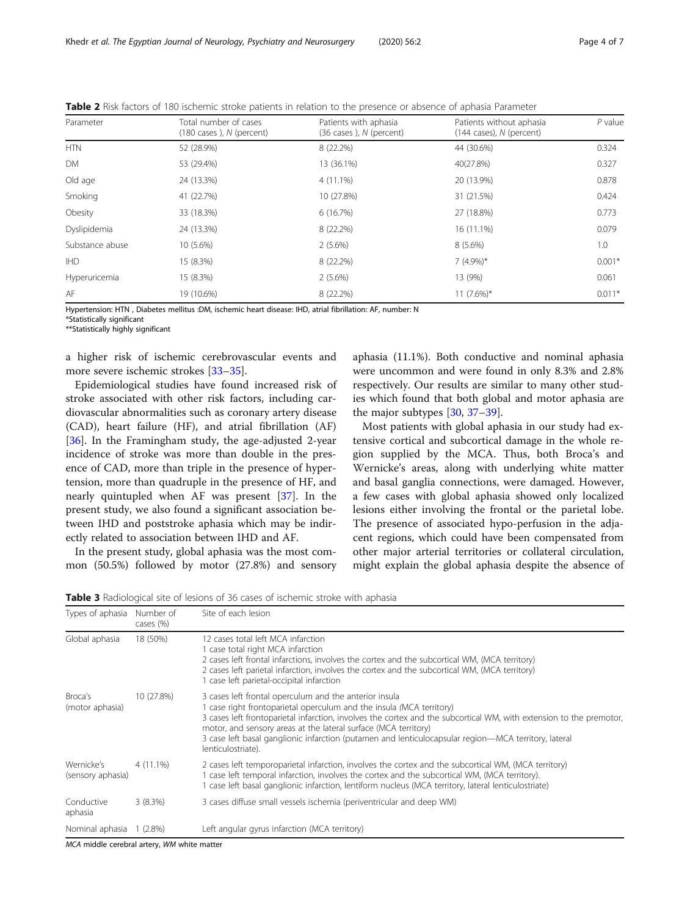**Table 2** Risk factors of 180 ischemic stroke patients in relation to the presence or absence of aphasia Parameter

| Parameter | Total number of cases (180 cases ), *N* (percent) | Patients with aphasia (36 cases ), *N* (percent) | Patients without aphasia (144 cases), *N* (percent) | *P* value |
|---|---|---|---|---|
| HTN | 52 (28.9%) | 8 (22.2%) | 44 (30.6%) | 0.324 |
| DM | 53 (29.4%) | 13 (36.1%) | 40(27.8%) | 0.327 |
| Old age | 24 (13.3%) | 4 (11.1%) | 20 (13.9%) | 0.878 |
| Smoking | 41 (22.7%) | 10 (27.8%) | 31 (21.5%) | 0.424 |
| Obesity | 33 (18.3%) | 6 (16.7%) | 27 (18.8%) | 0.773 |
| Dyslipidemia | 24 (13.3%) | 8 (22.2%) | 16 (11.1%) | 0.079 |
| Substance abuse | 10 (5.6%) | 2 (5.6%) | 8 (5.6%) | 1.0 |
| IHD | 15 (8.3%) | 8 (22.2%) | 7 (4.9%)* | 0.001* |
| Hyperuricemia | 15 (8.3%) | 2 (5.6%) | 13 (9%) | 0.061 |
| AF | 19 (10.6%) | 8 (22.2%) | 11 (7.6%)* | 0.011* |

Hypertension: HTN , Diabetes mellitus :DM, ischemic heart disease: IHD, atrial fibrillation: AF, number: N
*Statistically significant
**Statistically highly significant

a higher risk of ischemic cerebrovascular events and more severe ischemic strokes [33–35].

Epidemiological studies have found increased risk of stroke associated with other risk factors, including cardiovascular abnormalities such as coronary artery disease (CAD), heart failure (HF), and atrial fibrillation (AF) [36]. In the Framingham study, the age-adjusted 2-year incidence of stroke was more than double in the presence of CAD, more than triple in the presence of hypertension, more than quadruple in the presence of HF, and nearly quintupled when AF was present [37]. In the present study, we also found a significant association between IHD and poststroke aphasia which may be indirectly related to association between IHD and AF.

In the present study, global aphasia was the most common (50.5%) followed by motor (27.8%) and sensory aphasia (11.1%). Both conductive and nominal aphasia were uncommon and were found in only 8.3% and 2.8% respectively. Our results are similar to many other studies which found that both global and motor aphasia are the major subtypes [30, 37–39].

Most patients with global aphasia in our study had extensive cortical and subcortical damage in the whole region supplied by the MCA. Thus, both Broca's and Wernicke's areas, along with underlying white matter and basal ganglia connections, were damaged. However, a few cases with global aphasia showed only localized lesions either involving the frontal or the parietal lobe. The presence of associated hypo-perfusion in the adjacent regions, which could have been compensated from other major arterial territories or collateral circulation, might explain the global aphasia despite the absence of

**Table 3** Radiological site of lesions of 36 cases of ischemic stroke with aphasia

| Types of aphasia | Number of cases (%) | Site of each lesion |
|---|---|---|
| Global aphasia | 18 (50%) | 12 cases total left MCA infarction<br>1 case total right MCA infarction<br>2 cases left frontal infarctions, involves the cortex and the subcortical WM, (MCA territory)<br>2 cases left parietal infarction, involves the cortex and the subcortical WM, (MCA territory)<br>1 case left parietal-occipital infarction |
| Broca's (motor aphasia) | 10 (27.8%) | 3 cases left frontal operculum and the anterior insula<br>1 case right frontoparietal operculum and the insula (MCA territory)<br>3 cases left frontoparietal infarction, involves the cortex and the subcortical WM, with extension to the premotor, motor, and sensory areas at the lateral surface (MCA territory)<br>3 case left basal ganglionic infarction (putamen and lenticulocapsular region—MCA territory, lateral lenticulostriate). |
| Wernicke's (sensory aphasia) | 4 (11.1%) | 2 cases left temporoparietal infarction, involves the cortex and the subcortical WM, (MCA territory)<br>1 case left temporal infarction, involves the cortex and the subcortical WM, (MCA territory).<br>1 case left basal ganglionic infarction, lentiform nucleus (MCA territory, lateral lenticulostriate) |
| Conductive aphasia | 3 (8.3%) | 3 cases diffuse small vessels ischemia (periventricular and deep WM) |
| Nominal aphasia | 1 (2.8%) | Left angular gyrus infarction (MCA territory) |

*MCA* middle cerebral artery, *WM* white matter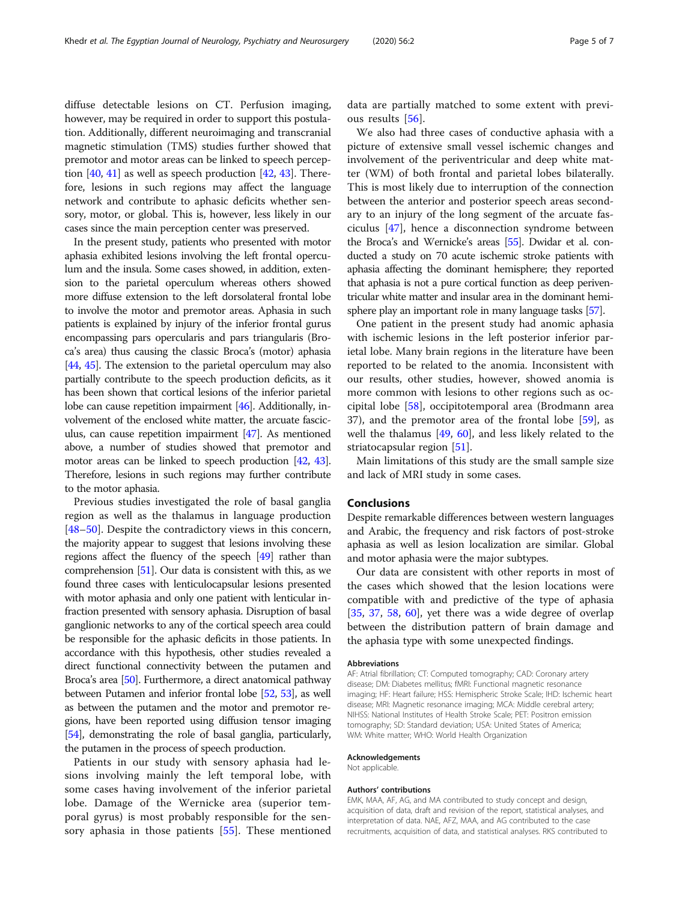diffuse detectable lesions on CT. Perfusion imaging, however, may be required in order to support this postulation. Additionally, different neuroimaging and transcranial magnetic stimulation (TMS) studies further showed that premotor and motor areas can be linked to speech perception [40, 41] as well as speech production [42, 43]. Therefore, lesions in such regions may affect the language network and contribute to aphasic deficits whether sensory, motor, or global. This is, however, less likely in our cases since the main perception center was preserved.

In the present study, patients who presented with motor aphasia exhibited lesions involving the left frontal operculum and the insula. Some cases showed, in addition, extension to the parietal operculum whereas others showed more diffuse extension to the left dorsolateral frontal lobe to involve the motor and premotor areas. Aphasia in such patients is explained by injury of the inferior frontal gurus encompassing pars opercularis and pars triangularis (Broca's area) thus causing the classic Broca's (motor) aphasia [44, 45]. The extension to the parietal operculum may also partially contribute to the speech production deficits, as it has been shown that cortical lesions of the inferior parietal lobe can cause repetition impairment [46]. Additionally, involvement of the enclosed white matter, the arcuate fasciculus, can cause repetition impairment [47]. As mentioned above, a number of studies showed that premotor and motor areas can be linked to speech production [42, 43]. Therefore, lesions in such regions may further contribute to the motor aphasia.

Previous studies investigated the role of basal ganglia region as well as the thalamus in language production [48–50]. Despite the contradictory views in this concern, the majority appear to suggest that lesions involving these regions affect the fluency of the speech [49] rather than comprehension [51]. Our data is consistent with this, as we found three cases with lenticulocapsular lesions presented with motor aphasia and only one patient with lenticular infraction presented with sensory aphasia. Disruption of basal ganglionic networks to any of the cortical speech area could be responsible for the aphasic deficits in those patients. In accordance with this hypothesis, other studies revealed a direct functional connectivity between the putamen and Broca's area [50]. Furthermore, a direct anatomical pathway between Putamen and inferior frontal lobe [52, 53], as well as between the putamen and the motor and premotor regions, have been reported using diffusion tensor imaging [54], demonstrating the role of basal ganglia, particularly, the putamen in the process of speech production.

Patients in our study with sensory aphasia had lesions involving mainly the left temporal lobe, with some cases having involvement of the inferior parietal lobe. Damage of the Wernicke area (superior temporal gyrus) is most probably responsible for the sensory aphasia in those patients [55]. These mentioned data are partially matched to some extent with previous results [56].

We also had three cases of conductive aphasia with a picture of extensive small vessel ischemic changes and involvement of the periventricular and deep white matter (WM) of both frontal and parietal lobes bilaterally. This is most likely due to interruption of the connection between the anterior and posterior speech areas secondary to an injury of the long segment of the arcuate fasciculus [47], hence a disconnection syndrome between the Broca's and Wernicke's areas [55]. Dwidar et al. conducted a study on 70 acute ischemic stroke patients with aphasia affecting the dominant hemisphere; they reported that aphasia is not a pure cortical function as deep periventricular white matter and insular area in the dominant hemisphere play an important role in many language tasks [57].

One patient in the present study had anomic aphasia with ischemic lesions in the left posterior inferior parietal lobe. Many brain regions in the literature have been reported to be related to the anomia. Inconsistent with our results, other studies, however, showed anomia is more common with lesions to other regions such as occipital lobe [58], occipitotemporal area (Brodmann area 37), and the premotor area of the frontal lobe [59], as well the thalamus [49, 60], and less likely related to the striatocapsular region [51].

Main limitations of this study are the small sample size and lack of MRI study in some cases.

## Conclusions

Despite remarkable differences between western languages and Arabic, the frequency and risk factors of post-stroke aphasia as well as lesion localization are similar. Global and motor aphasia were the major subtypes.

Our data are consistent with other reports in most of the cases which showed that the lesion locations were compatible with and predictive of the type of aphasia [35, 37, 58, 60], yet there was a wide degree of overlap between the distribution pattern of brain damage and the aphasia type with some unexpected findings.

#### Abbreviations

AF: Atrial fibrillation; CT: Computed tomography; CAD: Coronary artery disease; DM: Diabetes mellitus; fMRI: Functional magnetic resonance imaging; HF: Heart failure; HSS: Hemispheric Stroke Scale; IHD: Ischemic heart disease; MRI: Magnetic resonance imaging; MCA: Middle cerebral artery; NIHSS: National Institutes of Health Stroke Scale; PET: Positron emission tomography; SD: Standard deviation; USA: United States of America; WM: White matter; WHO: World Health Organization

#### Acknowledgements

Not applicable.

#### Authors' contributions

EMK, MAA, AF, AG, and MA contributed to study concept and design, acquisition of data, draft and revision of the report, statistical analyses, and interpretation of data. NAE, AFZ, MAA, and AG contributed to the case recruitments, acquisition of data, and statistical analyses. RKS contributed to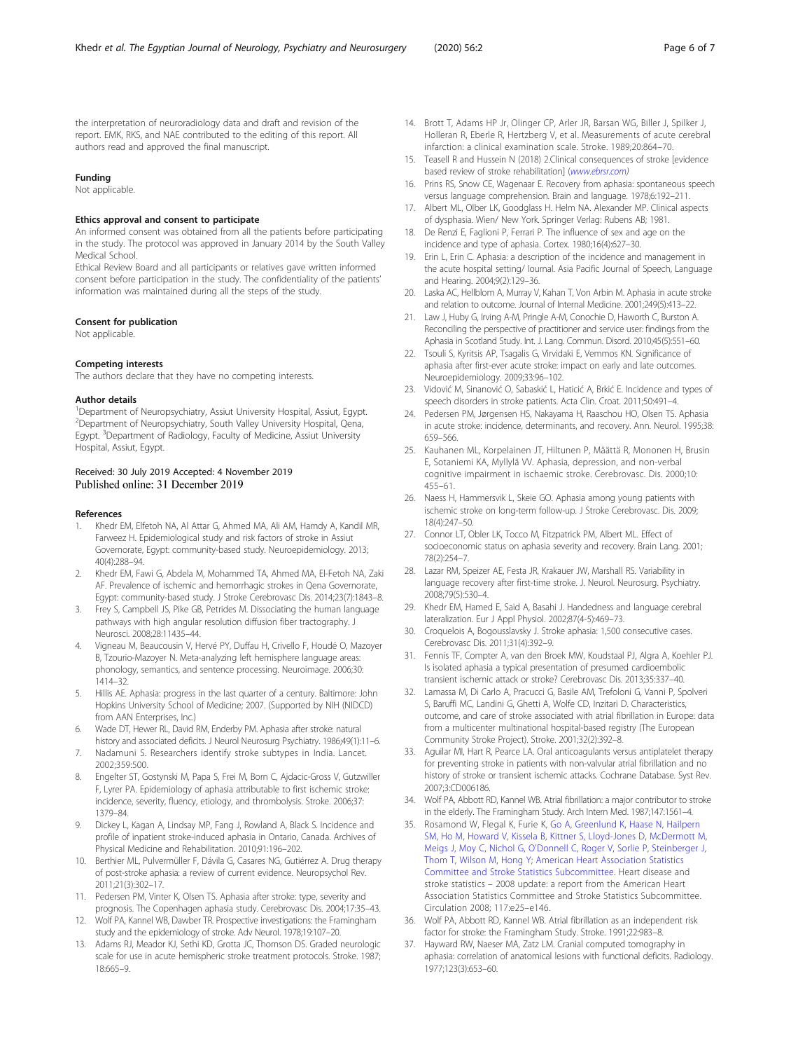the interpretation of neuroradiology data and draft and revision of the report. EMK, RKS, and NAE contributed to the editing of this report. All authors read and approved the final manuscript.

### Funding

Not applicable.

### Ethics approval and consent to participate

An informed consent was obtained from all the patients before participating in the study. The protocol was approved in January 2014 by the South Valley Medical School.

Ethical Review Board and all participants or relatives gave written informed consent before participation in the study. The confidentiality of the patients' information was maintained during all the steps of the study.

### Consent for publication

Not applicable.

### Competing interests

The authors declare that they have no competing interests.

### Author details

[1]Department of Neuropsychiatry, Assiut University Hospital, Assiut, Egypt. [2]Department of Neuropsychiatry, South Valley University Hospital, Qena, Egypt. [3]Department of Radiology, Faculty of Medicine, Assiut University Hospital, Assiut, Egypt.

Received: 30 July 2019 Accepted: 4 November 2019
Published online: 31 December 2019

### References

1. Khedr EM, Elfetoh NA, Al Attar G, Ahmed MA, Ali AM, Hamdy A, Kandil MR, Farweez H. Epidemiological study and risk factors of stroke in Assiut Governorate, Egypt: community-based study. Neuroepidemiology. 2013; 40(4):288–94.
2. Khedr EM, Fawi G, Abdela M, Mohammed TA, Ahmed MA, El-Fetoh NA, Zaki AF. Prevalence of ischemic and hemorrhagic strokes in Qena Governorate, Egypt: community-based study. J Stroke Cerebrovasc Dis. 2014;23(7):1843–8.
3. Frey S, Campbell JS, Pike GB, Petrides M. Dissociating the human language pathways with high angular resolution diffusion fiber tractography. J Neurosci. 2008;28:11435–44.
4. Vigneau M, Beaucousin V, Hervé PY, Duffau H, Crivello F, Houdé O, Mazoyer B, Tzourio-Mazoyer N. Meta-analyzing left hemisphere language areas: phonology, semantics, and sentence processing. Neuroimage. 2006;30: 1414–32.
5. Hillis AE. Aphasia: progress in the last quarter of a century. Baltimore: John Hopkins University School of Medicine; 2007. (Supported by NIH (NIDCD) from AAN Enterprises, Inc.)
6. Wade DT, Hewer RL, David RM, Enderby PM. Aphasia after stroke: natural history and associated deficits. J Neurol Neurosurg Psychiatry. 1986;49(1):11–6.
7. Nadamuni S. Researchers identify stroke subtypes in India. Lancet. 2002;359:500.
8. Engelter ST, Gostynski M, Papa S, Frei M, Born C, Ajdacic-Gross V, Gutzwiller F, Lyrer PA. Epidemiology of aphasia attributable to first ischemic stroke: incidence, severity, fluency, etiology, and thrombolysis. Stroke. 2006;37: 1379–84.
9. Dickey L, Kagan A, Lindsay MP, Fang J, Rowland A, Black S. Incidence and profile of inpatient stroke-induced aphasia in Ontario, Canada. Archives of Physical Medicine and Rehabilitation. 2010;91:196–202.
10. Berthier ML, Pulvermüller F, Dávila G, Casares NG, Gutiérrez A. Drug therapy of post-stroke aphasia: a review of current evidence. Neuropsychol Rev. 2011;21(3):302–17.
11. Pedersen PM, Vinter K, Olsen TS. Aphasia after stroke: type, severity and prognosis. The Copenhagen aphasia study. Cerebrovasc Dis. 2004;17:35–43.
12. Wolf PA, Kannel WB, Dawber TR. Prospective investigations: the Framingham study and the epidemiology of stroke. Adv Neurol. 1978;19:107–20.
13. Adams RJ, Meador KJ, Sethi KD, Grotta JC, Thomson DS. Graded neurologic scale for use in acute hemispheric stroke treatment protocols. Stroke. 1987; 18:665–9.
14. Brott T, Adams HP Jr, Olinger CP, Arler JR, Barsan WG, Biller J, Spilker J, Holleran R, Eberle R, Hertzberg V, et al. Measurements of acute cerebral infarction: a clinical examination scale. Stroke. 1989;20:864–70.
15. Teasell R and Hussein N (2018) 2.Clinical consequences of stroke [evidence based review of stroke rehabilitation] (www.ebrsr.com)
16. Prins RS, Snow CE, Wagenaar E. Recovery from aphasia: spontaneous speech versus language comprehension. Brain and language. 1978;6:192–211.
17. Albert ML, Olber LK, Goodglass H. Helm NA. Alexander MP. Clinical aspects of dysphasia. Wien/ New York. Springer Verlag: Rubens AB; 1981.
18. De Renzi E, Faglioni P, Ferrari P. The influence of sex and age on the incidence and type of aphasia. Cortex. 1980;16(4):627–30.
19. Erin L, Erin C. Aphasia: a description of the incidence and management in the acute hospital setting/ Journal. Asia Pacific Journal of Speech, Language and Hearing. 2004;9(2):129–36.
20. Laska AC, Hellblom A, Murray V, Kahan T, Von Arbin M. Aphasia in acute stroke and relation to outcome. Journal of Internal Medicine. 2001;249(5):413–22.
21. Law J, Huby G, Irving A-M, Pringle A-M, Conochie D, Haworth C, Burston A. Reconciling the perspective of practitioner and service user: findings from the Aphasia in Scotland Study. Int. J. Lang. Commun. Disord. 2010;45(5):551–60.
22. Tsouli S, Kyritsis AP, Tsagalis G, Virvidaki E, Vemmos KN. Significance of aphasia after first-ever acute stroke: impact on early and late outcomes. Neuroepidemiology. 2009;33:96–102.
23. Vidović M, Sinanović O, Sabaskić L, Haticić A, Brkić E. Incidence and types of speech disorders in stroke patients. Acta Clin. Croat. 2011;50:491–4.
24. Pedersen PM, Jørgensen HS, Nakayama H, Raaschou HO, Olsen TS. Aphasia in acute stroke: incidence, determinants, and recovery. Ann. Neurol. 1995;38: 659–566.
25. Kauhanen ML, Korpelainen JT, Hiltunen P, Määttä R, Mononen H, Brusin E, Sotaniemi KA, Myllylä VV. Aphasia, depression, and non-verbal cognitive impairment in ischaemic stroke. Cerebrovasc. Dis. 2000;10: 455–61.
26. Naess H, Hammersvik L, Skeie GO. Aphasia among young patients with ischemic stroke on long-term follow-up. J Stroke Cerebrovasc. Dis. 2009; 18(4):247–50.
27. Connor LT, Obler LK, Tocco M, Fitzpatrick PM, Albert ML. Effect of socioeconomic status on aphasia severity and recovery. Brain Lang. 2001; 78(2):254–7.
28. Lazar RM, Speizer AE, Festa JR, Krakauer JW, Marshall RS. Variability in language recovery after first-time stroke. J. Neurol. Neurosurg. Psychiatry. 2008;79(5):530–4.
29. Khedr EM, Hamed E, Said A, Basahi J. Handedness and language cerebral lateralization. Eur J Appl Physiol. 2002;87(4-5):469–73.
30. Croquelois A, Bogousslavsky J. Stroke aphasia: 1,500 consecutive cases. Cerebrovasc Dis. 2011;31(4):392–9.
31. Fennis TF, Compter A, van den Broek MW, Koudstaal PJ, Algra A, Koehler PJ. Is isolated aphasia a typical presentation of presumed cardioembolic transient ischemic attack or stroke? Cerebrovasc Dis. 2013;35:337–40.
32. Lamassa M, Di Carlo A, Pracucci G, Basile AM, Trefoloni G, Vanni P, Spolveri S, Baruffi MC, Landini G, Ghetti A, Wolfe CD, Inzitari D. Characteristics, outcome, and care of stroke associated with atrial fibrillation in Europe: data from a multicenter multinational hospital-based registry (The European Community Stroke Project). Stroke. 2001;32(2):392–8.
33. Aguilar MI, Hart R, Pearce LA. Oral anticoagulants versus antiplatelet therapy for preventing stroke in patients with non-valvular atrial fibrillation and no history of stroke or transient ischemic attacks. Cochrane Database. Syst Rev. 2007;3:CD006186.
34. Wolf PA, Abbott RD, Kannel WB. Atrial fibrillation: a major contributor to stroke in the elderly. The Framingham Study. Arch Intern Med. 1987;147:1561–4.
35. Rosamond W, Flegal K, Furie K, Go A, Greenlund K, Haase N, Hailpern SM, Ho M, Howard V, Kissela B, Kittner S, Lloyd-Jones D, McDermott M, Meigs J, Moy C, Nichol G, O'Donnell C, Roger V, Sorlie P, Steinberger J, Thom T, Wilson M, Hong Y; American Heart Association Statistics Committee and Stroke Statistics Subcommittee. Heart disease and stroke statistics – 2008 update: a report from the American Heart Association Statistics Committee and Stroke Statistics Subcommittee. Circulation 2008; 117:e25–e146.
36. Wolf PA, Abbott RD, Kannel WB. Atrial fibrillation as an independent risk factor for stroke: the Framingham Study. Stroke. 1991;22:983–8.
37. Hayward RW, Naeser MA, Zatz LM. Cranial computed tomography in aphasia: correlation of anatomical lesions with functional deficits. Radiology. 1977;123(3):653–60.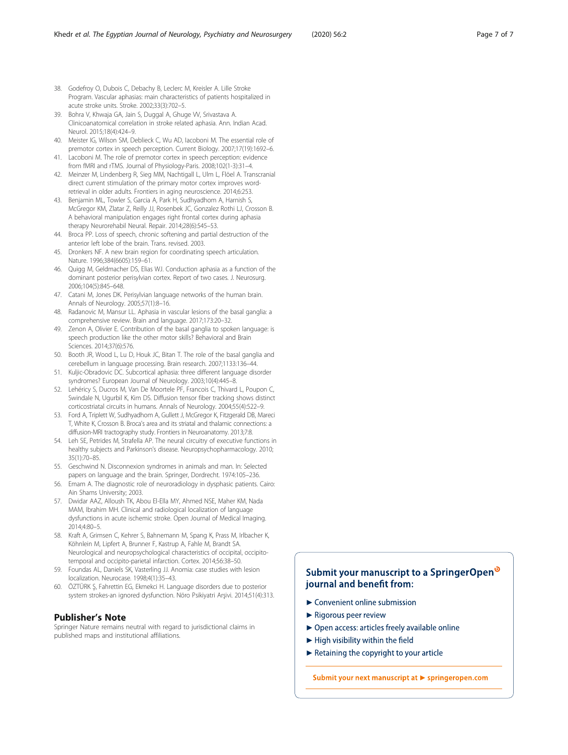38. Godefroy O, Dubois C, Debachy B, Leclerc M, Kreisler A. Lille Stroke Program. Vascular aphasias: main characteristics of patients hospitalized in acute stroke units. Stroke. 2002;33(3):702–5.
39. Bohra V, Khwaja GA, Jain S, Duggal A, Ghuge VV, Srivastava A. Clinicoanatomical correlation in stroke related aphasia. Ann. Indian Acad. Neurol. 2015;18(4):424–9.
40. Meister IG, Wilson SM, Deblieck C, Wu AD, Iacoboni M. The essential role of premotor cortex in speech perception. Current Biology. 2007;17(19):1692–6.
41. Lacoboni M. The role of premotor cortex in speech perception: evidence from fMRI and rTMS. Journal of Physiology-Paris. 2008;102(1-3):31–4.
42. Meinzer M, Lindenberg R, Sieg MM, Nachtigall L, Ulm L, Flöel A. Transcranial direct current stimulation of the primary motor cortex improves word-retrieval in older adults. Frontiers in aging neuroscience. 2014;6:253.
43. Benjamin ML, Towler S, Garcia A, Park H, Sudhyadhom A, Harnish S, McGregor KM, Zlatar Z, Reilly JJ, Rosenbek JC, Gonzalez Rothi LJ, Crosson B. A behavioral manipulation engages right frontal cortex during aphasia therapy Neurorehabil Neural. Repair. 2014;28(6):545–53.
44. Broca PP. Loss of speech, chronic softening and partial destruction of the anterior left lobe of the brain. Trans. revised. 2003.
45. Dronkers NF. A new brain region for coordinating speech articulation. Nature. 1996;384(6605):159–61.
46. Quigg M, Geldmacher DS, Elias WJ. Conduction aphasia as a function of the dominant posterior perisylvian cortex. Report of two cases. J. Neurosurg. 2006;104(5):845–648.
47. Catani M, Jones DK. Perisylvian language networks of the human brain. Annals of Neurology. 2005;57(1):8–16.
48. Radanovic M, Mansur LL. Aphasia in vascular lesions of the basal ganglia: a comprehensive review. Brain and language. 2017;173:20–32.
49. Zenon A, Olivier E. Contribution of the basal ganglia to spoken language: is speech production like the other motor skills? Behavioral and Brain Sciences. 2014;37(6):576.
50. Booth JR, Wood L, Lu D, Houk JC, Bitan T. The role of the basal ganglia and cerebellum in language processing. Brain research. 2007;1133:136–44.
51. Kuljic-Obradovic DC. Subcortical aphasia: three different language disorder syndromes? European Journal of Neurology. 2003;10(4):445–8.
52. Lehéricy S, Ducros M, Van De Moortele PF, Francois C, Thivard L, Poupon C, Swindale N, Ugurbil K, Kim DS. Diffusion tensor fiber tracking shows distinct corticostriatal circuits in humans. Annals of Neurology. 2004;55(4):522–9.
53. Ford A, Triplett W, Sudhyadhom A, Gullett J, McGregor K, Fitzgerald DB, Mareci T, White K, Crosson B. Broca's area and its striatal and thalamic connections: a diffusion-MRI tractography study. Frontiers in Neuroanatomy. 2013;7:8.
54. Leh SE, Petrides M, Strafella AP. The neural circuitry of executive functions in healthy subjects and Parkinson's disease. Neuropsychopharmacology. 2010; 35(1):70–85.
55. Geschwind N. Disconnexion syndromes in animals and man. In: Selected papers on language and the brain. Springer, Dordrecht. 1974:105–236.
56. Emam A. The diagnostic role of neuroradiology in dysphasic patients. Cairo: Ain Shams University; 2003.
57. Dwidar AAZ, Alloush TK, Abou El-Ella MY, Ahmed NSE, Maher KM, Nada MAM, Ibrahim MH. Clinical and radiological localization of language dysfunctions in acute ischemic stroke. Open Journal of Medical Imaging. 2014;4:80–5.
58. Kraft A, Grimsen C, Kehrer S, Bahnemann M, Spang K, Prass M, Irlbacher K, Köhnlein M, Lipfert A, Brunner F, Kastrup A, Fahle M, Brandt SA. Neurological and neuropsychological characteristics of occipital, occipito-temporal and occipito-parietal infarction. Cortex. 2014;56:38–50.
59. Foundas AL, Daniels SK, Vasterling JJ. Anomia: case studies with lesion localization. Neurocase. 1998;4(1):35–43.
60. ÖZTÜRK Ş, Fahrettin EG, Ekmekci H. Language disorders due to posterior system strokes-an ignored dysfunction. Nöro Psikiyatri Arşivi. 2014;51(4):313.

## Publisher's Note

Springer Nature remains neutral with regard to jurisdictional claims in published maps and institutional affiliations.

**Submit your manuscript to a SpringerOpen journal and benefit from:**

- ► Convenient online submission
- ► Rigorous peer review
- ► Open access: articles freely available online
- ► High visibility within the field
- ► Retaining the copyright to your article

Submit your next manuscript at ► springeropen.com